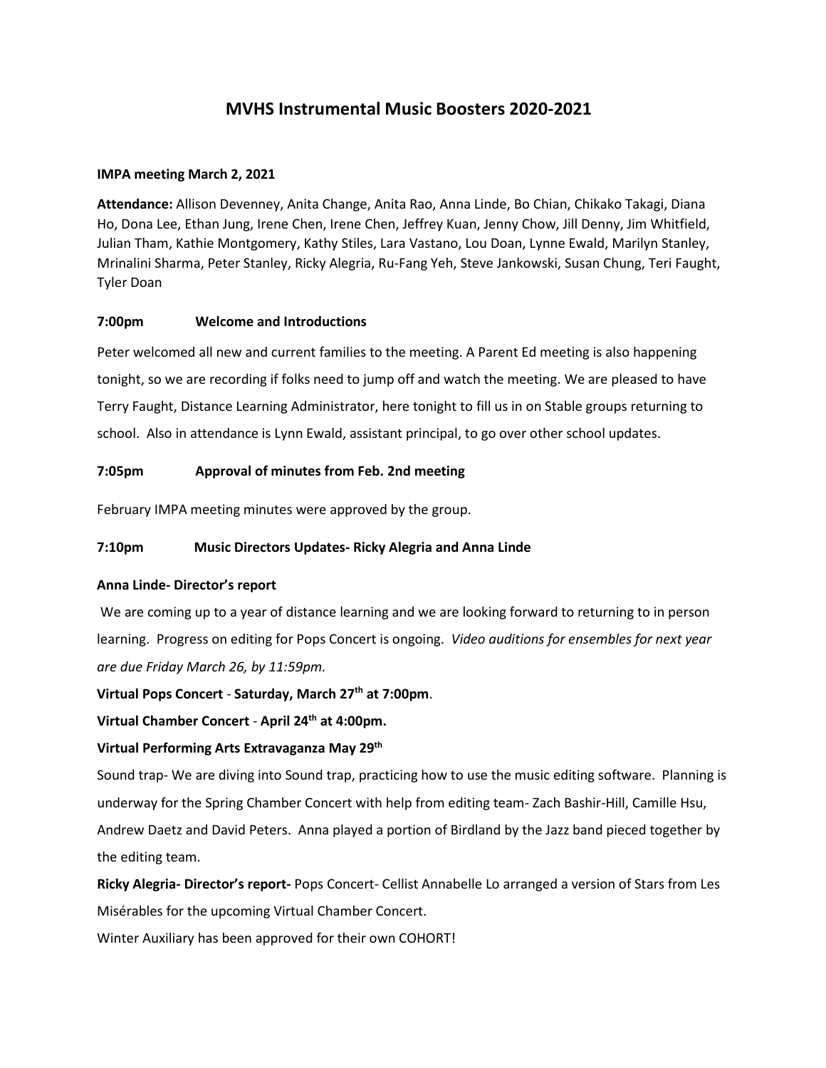# MVHS Instrumental Music Boosters 2020-2021

**IMPA meeting March 2, 2021**

**Attendance:** Allison Devenney, Anita Change, Anita Rao, Anna Linde, Bo Chian, Chikako Takagi, Diana Ho, Dona Lee, Ethan Jung, Irene Chen, Irene Chen, Jeffrey Kuan, Jenny Chow, Jill Denny, Jim Whitfield, Julian Tham, Kathie Montgomery, Kathy Stiles, Lara Vastano, Lou Doan, Lynne Ewald, Marilyn Stanley, Mrinalini Sharma, Peter Stanley, Ricky Alegria, Ru-Fang Yeh, Steve Jankowski, Susan Chung, Teri Faught, Tyler Doan

**7:00pm Welcome and Introductions**

Peter welcomed all new and current families to the meeting. A Parent Ed meeting is also happening tonight, so we are recording if folks need to jump off and watch the meeting. We are pleased to have Terry Faught, Distance Learning Administrator, here tonight to fill us in on Stable groups returning to school. Also in attendance is Lynn Ewald, assistant principal, to go over other school updates.

**7:05pm Approval of minutes from Feb. 2nd meeting**

February IMPA meeting minutes were approved by the group.

**7:10pm Music Directors Updates- Ricky Alegria and Anna Linde**

**Anna Linde- Director's report**

We are coming up to a year of distance learning and we are looking forward to returning to in person learning. Progress on editing for Pops Concert is ongoing. *Video auditions for ensembles for next year are due Friday March 26, by 11:59pm.*

**Virtual Pops Concert** - **Saturday, March 27th at 7:00pm**.

**Virtual Chamber Concert** - **April 24th at 4:00pm.**

**Virtual Performing Arts Extravaganza May 29th**

Sound trap- We are diving into Sound trap, practicing how to use the music editing software. Planning is underway for the Spring Chamber Concert with help from editing team- Zach Bashir-Hill, Camille Hsu, Andrew Daetz and David Peters. Anna played a portion of Birdland by the Jazz band pieced together by the editing team.

**Ricky Alegria- Director's report-** Pops Concert- Cellist Annabelle Lo arranged a version of Stars from Les Misérables for the upcoming Virtual Chamber Concert.

Winter Auxiliary has been approved for their own COHORT!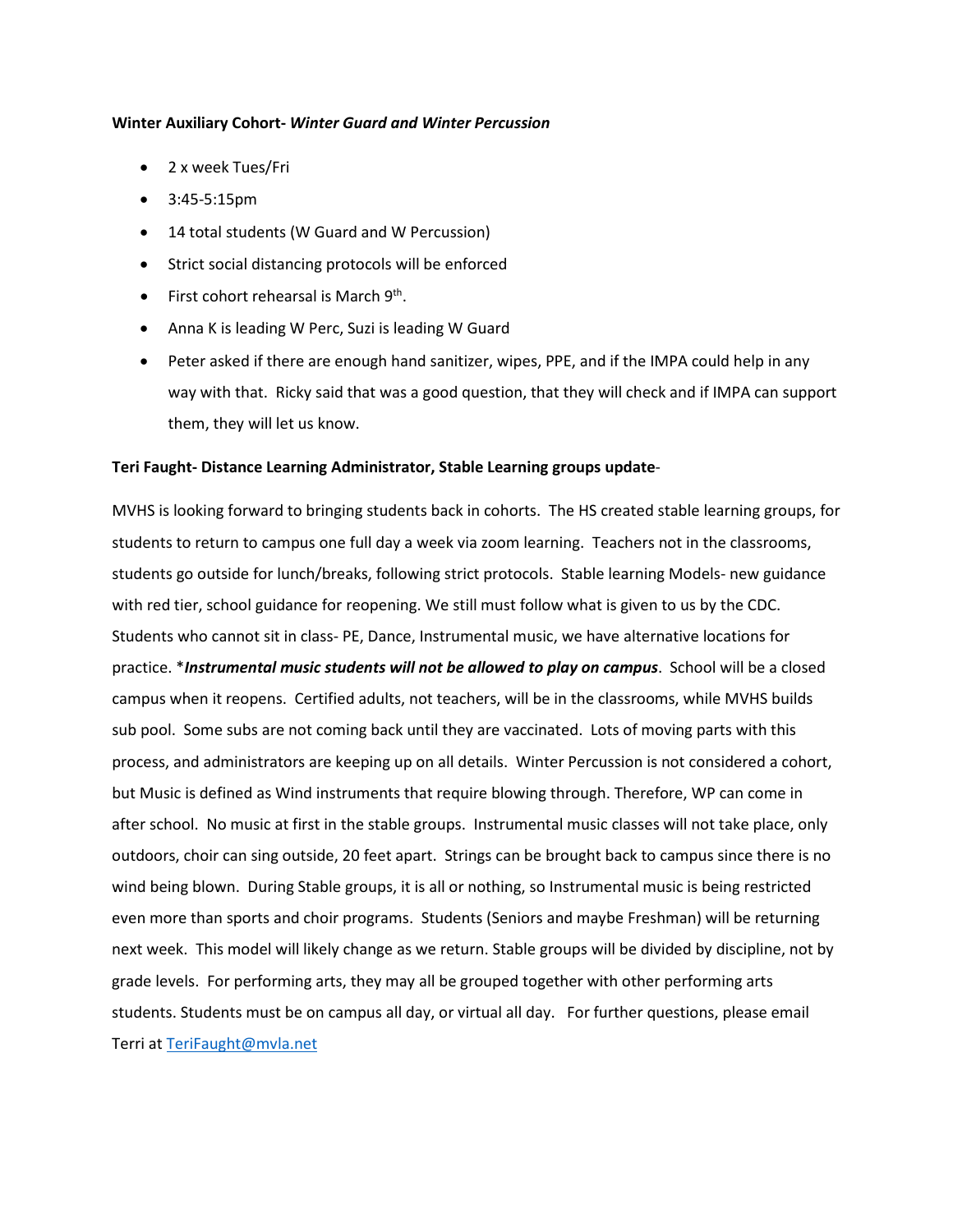**Winter Auxiliary Cohort-** ***Winter Guard and Winter Percussion***

- 2 x week Tues/Fri
- 3:45-5:15pm
- 14 total students (W Guard and W Percussion)
- Strict social distancing protocols will be enforced
- First cohort rehearsal is March 9th.
- Anna K is leading W Perc, Suzi is leading W Guard
- Peter asked if there are enough hand sanitizer, wipes, PPE, and if the IMPA could help in any way with that. Ricky said that was a good question, that they will check and if IMPA can support them, they will let us know.

**Teri Faught- Distance Learning Administrator, Stable Learning groups update**-

MVHS is looking forward to bringing students back in cohorts. The HS created stable learning groups, for students to return to campus one full day a week via zoom learning. Teachers not in the classrooms, students go outside for lunch/breaks, following strict protocols. Stable learning Models- new guidance with red tier, school guidance for reopening. We still must follow what is given to us by the CDC. Students who cannot sit in class- PE, Dance, Instrumental music, we have alternative locations for practice. \****Instrumental music students will not be allowed to play on campus***. School will be a closed campus when it reopens. Certified adults, not teachers, will be in the classrooms, while MVHS builds sub pool. Some subs are not coming back until they are vaccinated. Lots of moving parts with this process, and administrators are keeping up on all details. Winter Percussion is not considered a cohort, but Music is defined as Wind instruments that require blowing through. Therefore, WP can come in after school. No music at first in the stable groups. Instrumental music classes will not take place, only outdoors, choir can sing outside, 20 feet apart. Strings can be brought back to campus since there is no wind being blown. During Stable groups, it is all or nothing, so Instrumental music is being restricted even more than sports and choir programs. Students (Seniors and maybe Freshman) will be returning next week. This model will likely change as we return. Stable groups will be divided by discipline, not by grade levels. For performing arts, they may all be grouped together with other performing arts students. Students must be on campus all day, or virtual all day. For further questions, please email Terri at [TeriFaught@mvla.net](mailto:TeriFaught@mvla.net)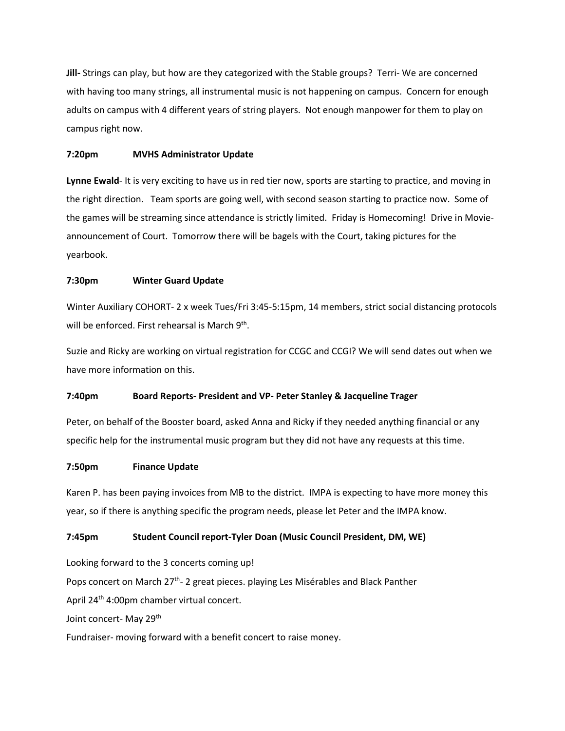**Jill-** Strings can play, but how are they categorized with the Stable groups? Terri- We are concerned with having too many strings, all instrumental music is not happening on campus. Concern for enough adults on campus with 4 different years of string players. Not enough manpower for them to play on campus right now.

**7:20pm MVHS Administrator Update**

**Lynne Ewald**- It is very exciting to have us in red tier now, sports are starting to practice, and moving in the right direction. Team sports are going well, with second season starting to practice now. Some of the games will be streaming since attendance is strictly limited. Friday is Homecoming! Drive in Movie- announcement of Court. Tomorrow there will be bagels with the Court, taking pictures for the yearbook.

**7:30pm Winter Guard Update**

Winter Auxiliary COHORT- 2 x week Tues/Fri 3:45-5:15pm, 14 members, strict social distancing protocols will be enforced. First rehearsal is March 9th.

Suzie and Ricky are working on virtual registration for CCGC and CCGI? We will send dates out when we have more information on this.

**7:40pm Board Reports- President and VP- Peter Stanley & Jacqueline Trager**

Peter, on behalf of the Booster board, asked Anna and Ricky if they needed anything financial or any specific help for the instrumental music program but they did not have any requests at this time.

**7:50pm Finance Update**

Karen P. has been paying invoices from MB to the district. IMPA is expecting to have more money this year, so if there is anything specific the program needs, please let Peter and the IMPA know.

**7:45pm Student Council report-Tyler Doan (Music Council President, DM, WE)**

Looking forward to the 3 concerts coming up!

Pops concert on March 27th- 2 great pieces. playing Les Misérables and Black Panther

April 24th 4:00pm chamber virtual concert.

Joint concert- May 29th

Fundraiser- moving forward with a benefit concert to raise money.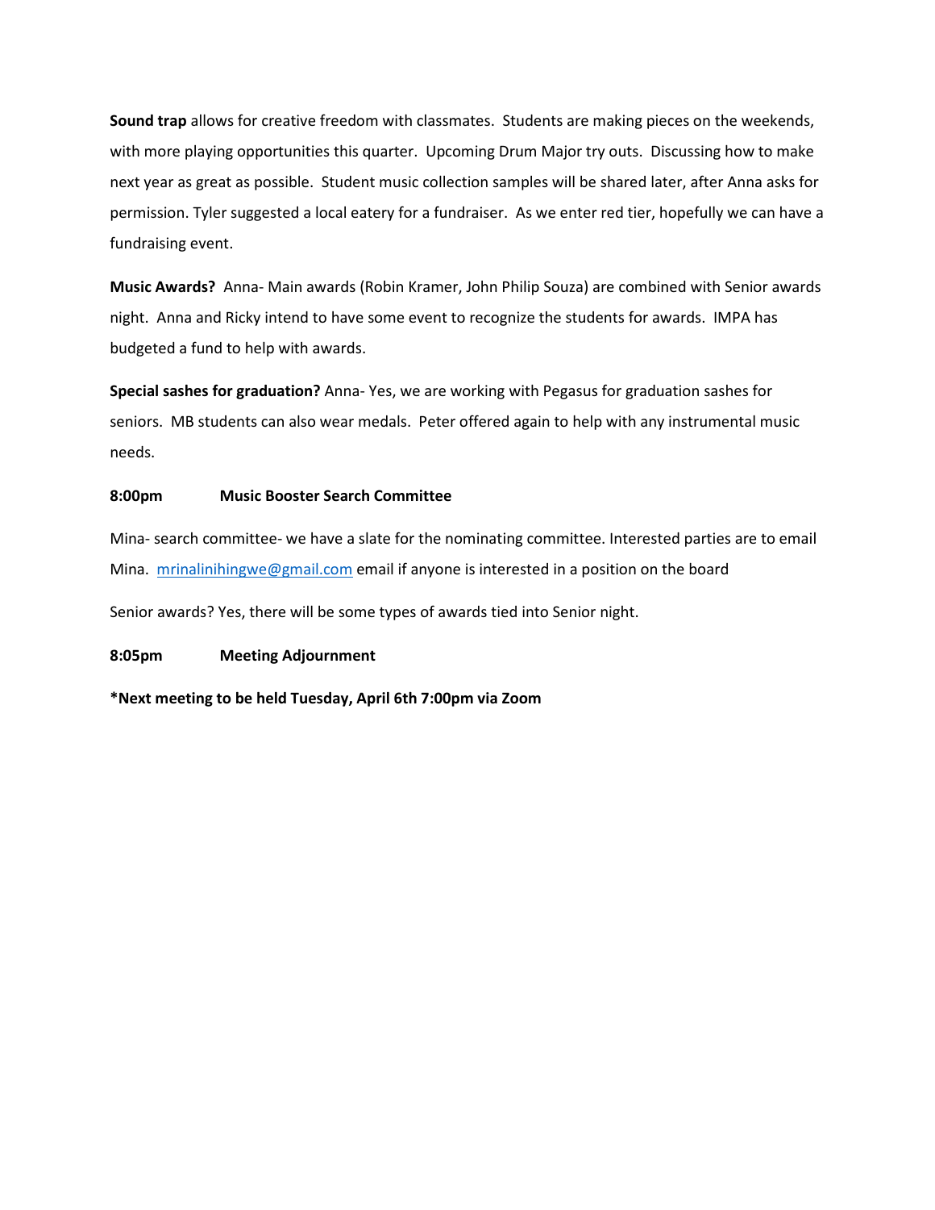**Sound trap** allows for creative freedom with classmates. Students are making pieces on the weekends, with more playing opportunities this quarter. Upcoming Drum Major try outs. Discussing how to make next year as great as possible. Student music collection samples will be shared later, after Anna asks for permission. Tyler suggested a local eatery for a fundraiser. As we enter red tier, hopefully we can have a fundraising event.

**Music Awards?** Anna- Main awards (Robin Kramer, John Philip Souza) are combined with Senior awards night. Anna and Ricky intend to have some event to recognize the students for awards. IMPA has budgeted a fund to help with awards.

**Special sashes for graduation?** Anna- Yes, we are working with Pegasus for graduation sashes for seniors. MB students can also wear medals. Peter offered again to help with any instrumental music needs.

**8:00pm Music Booster Search Committee**

Mina- search committee- we have a slate for the nominating committee. Interested parties are to email Mina. mrinalinihingwe@gmail.com email if anyone is interested in a position on the board

Senior awards? Yes, there will be some types of awards tied into Senior night.

**8:05pm Meeting Adjournment**

***Next meeting to be held Tuesday, April 6th 7:00pm via Zoom**